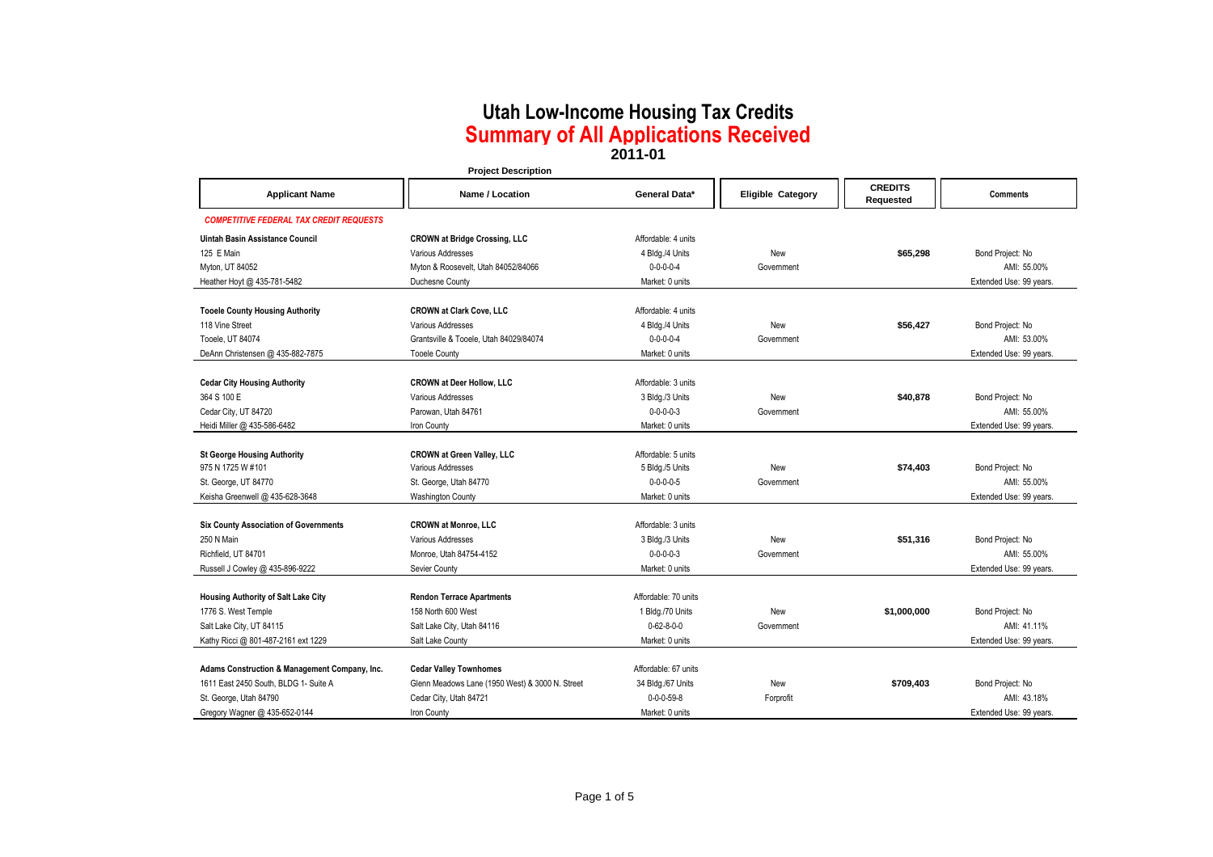# Utah Low-Income Housing Tax Credits

## Summary of All Applications Received

### 2011-01

| Applicant Name | Project Description: Name / Location | General Data* | Eligible Category | CREDITS Requested | Comments |
|---|---|---|---|---|---|
| ***COMPETITIVE FEDERAL TAX CREDIT REQUESTS*** | | | | | |
| **Uintah Basin Assistance Council** | **CROWN at Bridge Crossing, LLC** | Affordable: 4 units | | | |
| 125 E Main | Various Addresses | 4 Bldg./4 Units | New | **$65,298** | Bond Project: No |
| Myton, UT 84052 | Myton & Roosevelt, Utah 84052/84066 | 0-0-0-0-4 | Government | | AMI: 55.00% |
| Heather Hoyt @ 435-781-5482 | Duchesne County | Market: 0 units | | | Extended Use: 99 years. |
| **Tooele County Housing Authority** | **CROWN at Clark Cove, LLC** | Affordable: 4 units | | | |
| 118 Vine Street | Various Addresses | 4 Bldg./4 Units | New | **$56,427** | Bond Project: No |
| Tooele, UT 84074 | Grantsville & Tooele, Utah 84029/84074 | 0-0-0-0-4 | Government | | AMI: 53.00% |
| DeAnn Christensen @ 435-882-7875 | Tooele County | Market: 0 units | | | Extended Use: 99 years. |
| **Cedar City Housing Authority** | **CROWN at Deer Hollow, LLC** | Affordable: 3 units | | | |
| 364 S 100 E | Various Addresses | 3 Bldg./3 Units | New | **$40,878** | Bond Project: No |
| Cedar City, UT 84720 | Parowan, Utah 84761 | 0-0-0-0-3 | Government | | AMI: 55.00% |
| Heidi Miller @ 435-586-6482 | Iron County | Market: 0 units | | | Extended Use: 99 years. |
| **St George Housing Authority** | **CROWN at Green Valley, LLC** | Affordable: 5 units | | | |
| 975 N 1725 W #101 | Various Addresses | 5 Bldg./5 Units | New | **$74,403** | Bond Project: No |
| St. George, UT 84770 | St. George, Utah 84770 | 0-0-0-0-5 | Government | | AMI: 55.00% |
| Keisha Greenwell @ 435-628-3648 | Washington County | Market: 0 units | | | Extended Use: 99 years. |
| **Six County Association of Governments** | **CROWN at Monroe, LLC** | Affordable: 3 units | | | |
| 250 N Main | Various Addresses | 3 Bldg./3 Units | New | **$51,316** | Bond Project: No |
| Richfield, UT 84701 | Monroe, Utah 84754-4152 | 0-0-0-0-3 | Government | | AMI: 55.00% |
| Russell J Cowley @ 435-896-9222 | Sevier County | Market: 0 units | | | Extended Use: 99 years. |
| **Housing Authority of Salt Lake City** | **Rendon Terrace Apartments** | Affordable: 70 units | | | |
| 1776 S. West Temple | 158 North 600 West | 1 Bldg./70 Units | New | **$1,000,000** | Bond Project: No |
| Salt Lake City, UT 84115 | Salt Lake City, Utah 84116 | 0-62-8-0-0 | Government | | AMI: 41.11% |
| Kathy Ricci @ 801-487-2161 ext 1229 | Salt Lake County | Market: 0 units | | | Extended Use: 99 years. |
| **Adams Construction & Management Company, Inc.** | **Cedar Valley Townhomes** | Affordable: 67 units | | | |
| 1611 East 2450 South, BLDG 1- Suite A | Glenn Meadows Lane (1950 West) & 3000 N. Street | 34 Bldg./67 Units | New | **$709,403** | Bond Project: No |
| St. George, Utah 84790 | Cedar City, Utah 84721 | 0-0-0-59-8 | Forprofit | | AMI: 43.18% |
| Gregory Wagner @ 435-652-0144 | Iron County | Market: 0 units | | | Extended Use: 99 years. |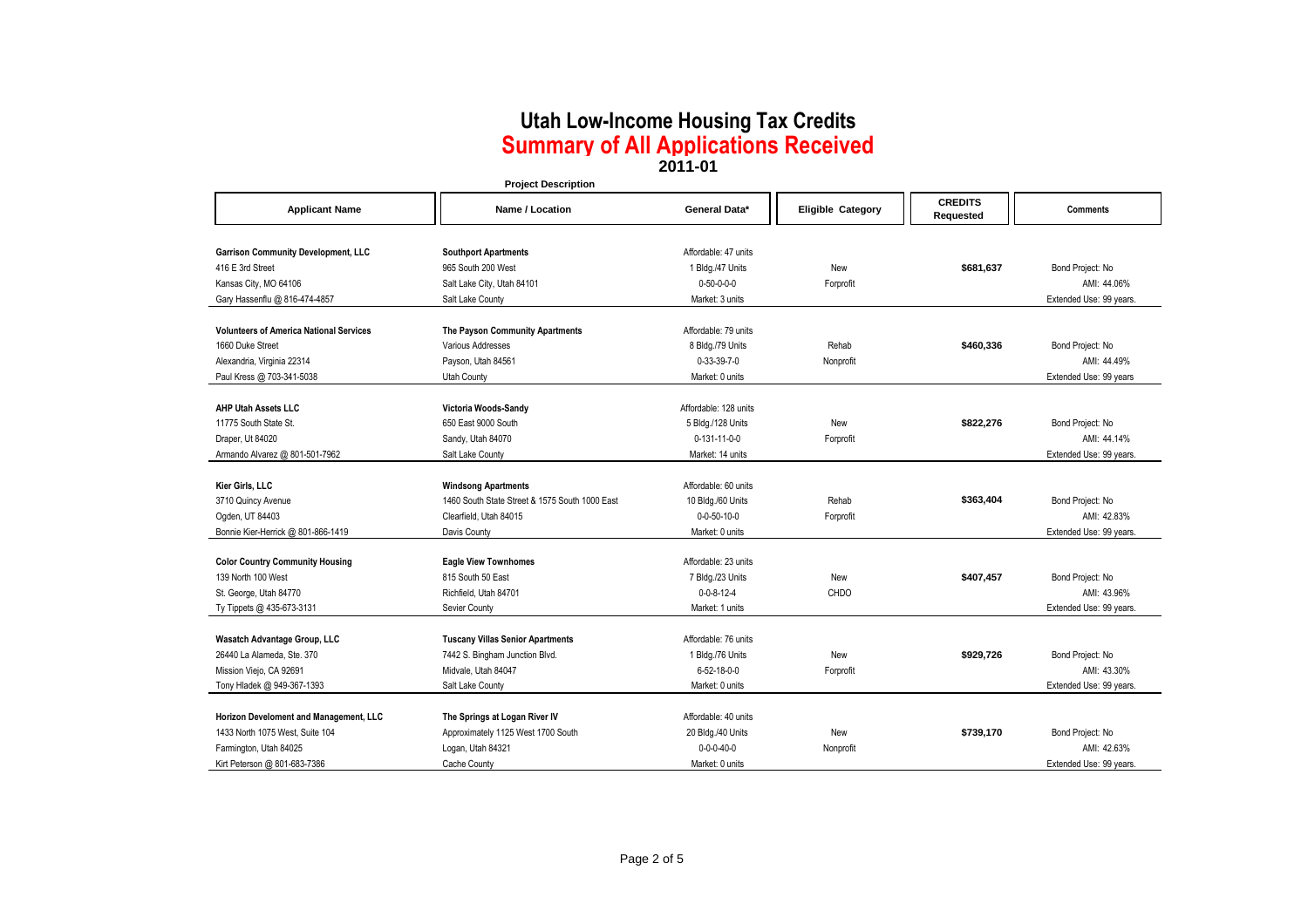# Utah Low-Income Housing Tax Credits

## Summary of All Applications Received

### 2011-01

| Applicant Name | Project Description: Name / Location | General Data* | Eligible Category | CREDITS Requested | Comments |
|---|---|---|---|---|---|
| **Garrison Community Development, LLC**<br>416 E 3rd Street<br>Kansas City, MO 64106<br>Gary Hassenflu @ 816-474-4857 | **Southport Apartments**<br>965 South 200 West<br>Salt Lake City, Utah 84101<br>Salt Lake County | Affordable: 47 units<br>1 Bldg./47 Units<br>0-50-0-0-0<br>Market: 3 units | New<br>Forprofit | **$681,637** | Bond Project: No<br>AMI: 44.06%<br>Extended Use: 99 years. |
| **Volunteers of America National Services**<br>1660 Duke Street<br>Alexandria, Virginia 22314<br>Paul Kress @ 703-341-5038 | **The Payson Community Apartments**<br>Various Addresses<br>Payson, Utah 84561<br>Utah County | Affordable: 79 units<br>8 Bldg./79 Units<br>0-33-39-7-0<br>Market: 0 units | Rehab<br>Nonprofit | **$460,336** | Bond Project: No<br>AMI: 44.49%<br>Extended Use: 99 years |
| **AHP Utah Assets LLC**<br>11775 South State St.<br>Draper, Ut 84020<br>Armando Alvarez @ 801-501-7962 | **Victoria Woods-Sandy**<br>650 East 9000 South<br>Sandy, Utah 84070<br>Salt Lake County | Affordable: 128 units<br>5 Bldg./128 Units<br>0-131-11-0-0<br>Market: 14 units | New<br>Forprofit | **$822,276** | Bond Project: No<br>AMI: 44.14%<br>Extended Use: 99 years. |
| **Kier Girls, LLC**<br>3710 Quincy Avenue<br>Ogden, UT 84403<br>Bonnie Kier-Herrick @ 801-866-1419 | **Windsong Apartments**<br>1460 South State Street & 1575 South 1000 East<br>Clearfield, Utah 84015<br>Davis County | Affordable: 60 units<br>10 Bldg./60 Units<br>0-0-50-10-0<br>Market: 0 units | Rehab<br>Forprofit | **$363,404** | Bond Project: No<br>AMI: 42.83%<br>Extended Use: 99 years. |
| **Color Country Community Housing**<br>139 North 100 West<br>St. George, Utah 84770<br>Ty Tippets @ 435-673-3131 | **Eagle View Townhomes**<br>815 South 50 East<br>Richfield, Utah 84701<br>Sevier County | Affordable: 23 units<br>7 Bldg./23 Units<br>0-0-8-12-4<br>Market: 1 units | New<br>CHDO | **$407,457** | Bond Project: No<br>AMI: 43.96%<br>Extended Use: 99 years. |
| **Wasatch Advantage Group, LLC**<br>26440 La Alameda, Ste. 370<br>Mission Viejo, CA 92691<br>Tony Hladek @ 949-367-1393 | **Tuscany Villas Senior Apartments**<br>7442 S. Bingham Junction Blvd.<br>Midvale, Utah 84047<br>Salt Lake County | Affordable: 76 units<br>1 Bldg./76 Units<br>6-52-18-0-0<br>Market: 0 units | New<br>Forprofit | **$929,726** | Bond Project: No<br>AMI: 43.30%<br>Extended Use: 99 years. |
| **Horizon Develoment and Management, LLC**<br>1433 North 1075 West, Suite 104<br>Farmington, Utah 84025<br>Kirt Peterson @ 801-683-7386 | **The Springs at Logan River IV**<br>Approximately 1125 West 1700 South<br>Logan, Utah 84321<br>Cache County | Affordable: 40 units<br>20 Bldg./40 Units<br>0-0-0-40-0<br>Market: 0 units | New<br>Nonprofit | **$739,170** | Bond Project: No<br>AMI: 42.63%<br>Extended Use: 99 years. |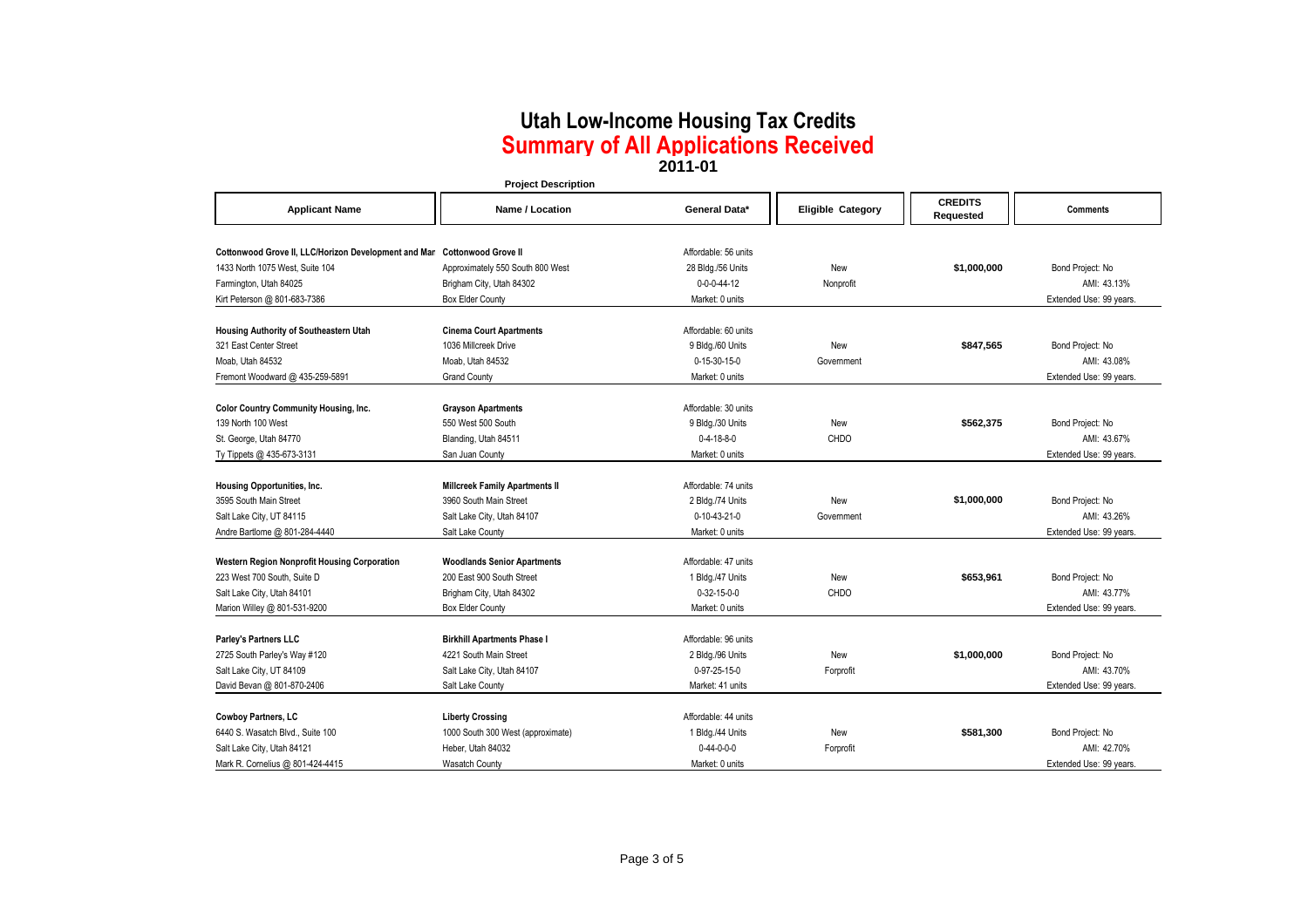# Utah Low-Income Housing Tax Credits

## Summary of All Applications Received

### 2011-01

| Applicant Name | Project Description: Name / Location | General Data* | Eligible Category | CREDITS Requested | Comments |
|---|---|---|---|---|---|
| **Cottonwood Grove II, LLC/Horizon Development and Mar** | **Cottonwood Grove II** | Affordable: 56 units | | | |
| 1433 North 1075 West, Suite 104 | Approximately 550 South 800 West | 28 Bldg./56 Units | New | **$1,000,000** | Bond Project: No |
| Farmington, Utah 84025 | Brigham City, Utah 84302 | 0-0-0-44-12 | Nonprofit | | AMI: 43.13% |
| Kirt Peterson @ 801-683-7386 | Box Elder County | Market: 0 units | | | Extended Use: 99 years. |
| **Housing Authority of Southeastern Utah** | **Cinema Court Apartments** | Affordable: 60 units | | | |
| 321 East Center Street | 1036 Millcreek Drive | 9 Bldg./60 Units | New | **$847,565** | Bond Project: No |
| Moab, Utah 84532 | Moab, Utah 84532 | 0-15-30-15-0 | Government | | AMI: 43.08% |
| Fremont Woodward @ 435-259-5891 | Grand County | Market: 0 units | | | Extended Use: 99 years. |
| **Color Country Community Housing, Inc.** | **Grayson Apartments** | Affordable: 30 units | | | |
| 139 North 100 West | 550 West 500 South | 9 Bldg./30 Units | New | **$562,375** | Bond Project: No |
| St. George, Utah 84770 | Blanding, Utah 84511 | 0-4-18-8-0 | CHDO | | AMI: 43.67% |
| Ty Tippets @ 435-673-3131 | San Juan County | Market: 0 units | | | Extended Use: 99 years. |
| **Housing Opportunities, Inc.** | **Millcreek Family Apartments II** | Affordable: 74 units | | | |
| 3595 South Main Street | 3960 South Main Street | 2 Bldg./74 Units | New | **$1,000,000** | Bond Project: No |
| Salt Lake City, UT 84115 | Salt Lake City, Utah 84107 | 0-10-43-21-0 | Government | | AMI: 43.26% |
| Andre Bartlome @ 801-284-4440 | Salt Lake County | Market: 0 units | | | Extended Use: 99 years. |
| **Western Region Nonprofit Housing Corporation** | **Woodlands Senior Apartments** | Affordable: 47 units | | | |
| 223 West 700 South, Suite D | 200 East 900 South Street | 1 Bldg./47 Units | New | **$653,961** | Bond Project: No |
| Salt Lake City, Utah 84101 | Brigham City, Utah 84302 | 0-32-15-0-0 | CHDO | | AMI: 43.77% |
| Marion Willey @ 801-531-9200 | Box Elder County | Market: 0 units | | | Extended Use: 99 years. |
| **Parley's Partners LLC** | **Birkhill Apartments Phase I** | Affordable: 96 units | | | |
| 2725 South Parley's Way #120 | 4221 South Main Street | 2 Bldg./96 Units | New | **$1,000,000** | Bond Project: No |
| Salt Lake City, UT 84109 | Salt Lake City, Utah 84107 | 0-97-25-15-0 | Forprofit | | AMI: 43.70% |
| David Bevan @ 801-870-2406 | Salt Lake County | Market: 41 units | | | Extended Use: 99 years. |
| **Cowboy Partners, LC** | **Liberty Crossing** | Affordable: 44 units | | | |
| 6440 S. Wasatch Blvd., Suite 100 | 1000 South 300 West (approximate) | 1 Bldg./44 Units | New | **$581,300** | Bond Project: No |
| Salt Lake City, Utah 84121 | Heber, Utah 84032 | 0-44-0-0-0 | Forprofit | | AMI: 42.70% |
| Mark R. Cornelius @ 801-424-4415 | Wasatch County | Market: 0 units | | | Extended Use: 99 years. |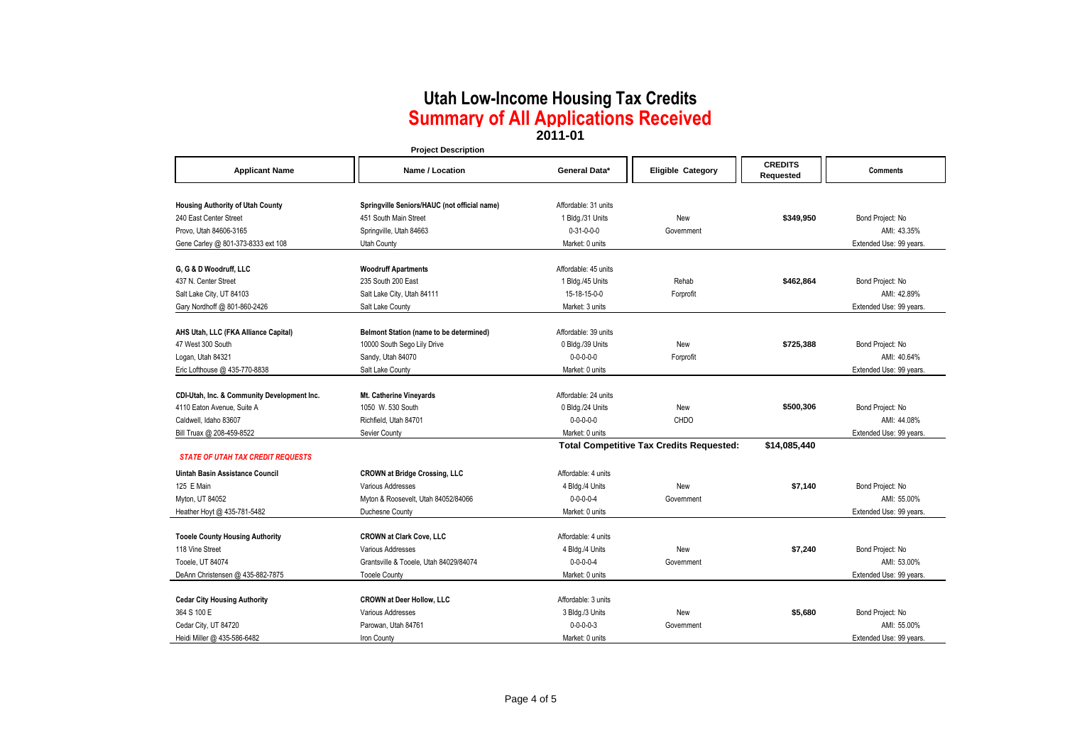# Utah Low-Income Housing Tax Credits

## Summary of All Applications Received

### 2011-01

| Applicant Name | Project Description: Name / Location | General Data* | Eligible Category | CREDITS Requested | Comments |
|---|---|---|---|---|---|
| **Housing Authority of Utah County** | **Springville Seniors/HAUC (not official name)** | Affordable: 31 units | | | |
| 240 East Center Street | 451 South Main Street | 1 Bldg./31 Units | New | **$349,950** | Bond Project: No |
| Provo, Utah 84606-3165 | Springville, Utah 84663 | 0-31-0-0-0 | Government | | AMI: 43.35% |
| Gene Carley @ 801-373-8333 ext 108 | Utah County | Market: 0 units | | | Extended Use: 99 years. |
| **G, G & D Woodruff, LLC** | **Woodruff Apartments** | Affordable: 45 units | | | |
| 437 N. Center Street | 235 South 200 East | 1 Bldg./45 Units | Rehab | **$462,864** | Bond Project: No |
| Salt Lake City, UT 84103 | Salt Lake City, Utah 84111 | 15-18-15-0-0 | Forprofit | | AMI: 42.89% |
| Gary Nordhoff @ 801-860-2426 | Salt Lake County | Market: 3 units | | | Extended Use: 99 years. |
| **AHS Utah, LLC (FKA Alliance Capital)** | **Belmont Station (name to be determined)** | Affordable: 39 units | | | |
| 47 West 300 South | 10000 South Sego Lily Drive | 0 Bldg./39 Units | New | **$725,388** | Bond Project: No |
| Logan, Utah 84321 | Sandy, Utah 84070 | 0-0-0-0-0 | Forprofit | | AMI: 40.64% |
| Eric Lofthouse @ 435-770-8838 | Salt Lake County | Market: 0 units | | | Extended Use: 99 years. |
| **CDI-Utah, Inc. & Community Development Inc.** | **Mt. Catherine Vineyards** | Affordable: 24 units | | | |
| 4110 Eaton Avenue, Suite A | 1050 W. 530 South | 0 Bldg./24 Units | New | **$500,306** | Bond Project: No |
| Caldwell, Idaho 83607 | Richfield, Utah 84701 | 0-0-0-0-0 | CHDO | | AMI: 44.08% |
| Bill Truax @ 208-459-8522 | Sevier County | Market: 0 units | | | Extended Use: 99 years. |
| | | **Total Competitive Tax Credits Requested:** | | **$14,085,440** | |
| ***STATE OF UTAH TAX CREDIT REQUESTS*** | | | | | |
| **Uintah Basin Assistance Council** | **CROWN at Bridge Crossing, LLC** | Affordable: 4 units | | | |
| 125 E Main | Various Addresses | 4 Bldg./4 Units | New | **$7,140** | Bond Project: No |
| Myton, UT 84052 | Myton & Roosevelt, Utah 84052/84066 | 0-0-0-0-4 | Government | | AMI: 55.00% |
| Heather Hoyt @ 435-781-5482 | Duchesne County | Market: 0 units | | | Extended Use: 99 years. |
| **Tooele County Housing Authority** | **CROWN at Clark Cove, LLC** | Affordable: 4 units | | | |
| 118 Vine Street | Various Addresses | 4 Bldg./4 Units | New | **$7,240** | Bond Project: No |
| Tooele, UT 84074 | Grantsville & Tooele, Utah 84029/84074 | 0-0-0-0-4 | Government | | AMI: 53.00% |
| DeAnn Christensen @ 435-882-7875 | Tooele County | Market: 0 units | | | Extended Use: 99 years. |
| **Cedar City Housing Authority** | **CROWN at Deer Hollow, LLC** | Affordable: 3 units | | | |
| 364 S 100 E | Various Addresses | 3 Bldg./3 Units | New | **$5,680** | Bond Project: No |
| Cedar City, UT 84720 | Parowan, Utah 84761 | 0-0-0-0-3 | Government | | AMI: 55.00% |
| Heidi Miller @ 435-586-6482 | Iron County | Market: 0 units | | | Extended Use: 99 years. |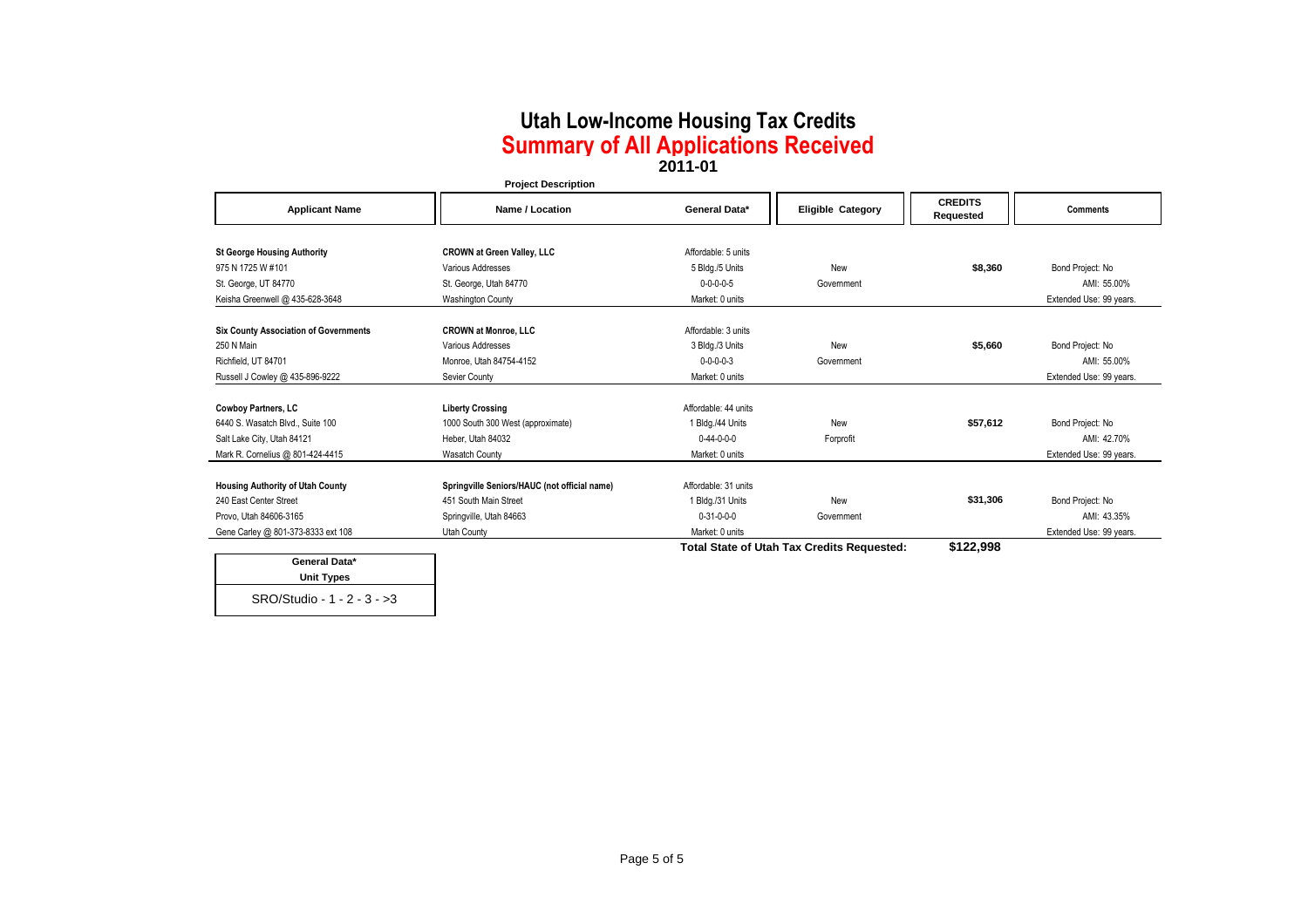# Utah Low-Income Housing Tax Credits
## Summary of All Applications Received
### 2011-01

| Applicant Name | Project Description: Name / Location | General Data* | Eligible Category | CREDITS Requested | Comments |
|---|---|---|---|---|---|
| **St George Housing Authority** | **CROWN at Green Valley, LLC** | Affordable: 5 units | | | |
| 975 N 1725 W #101 | Various Addresses | 5 Bldg./5 Units | New | **$8,360** | Bond Project: No |
| St. George, UT 84770 | St. George, Utah 84770 | 0-0-0-0-5 | Government | | AMI: 55.00% |
| Keisha Greenwell @ 435-628-3648 | Washington County | Market: 0 units | | | Extended Use: 99 years. |
| **Six County Association of Governments** | **CROWN at Monroe, LLC** | Affordable: 3 units | | | |
| 250 N Main | Various Addresses | 3 Bldg./3 Units | New | **$5,660** | Bond Project: No |
| Richfield, UT 84701 | Monroe, Utah 84754-4152 | 0-0-0-0-3 | Government | | AMI: 55.00% |
| Russell J Cowley @ 435-896-9222 | Sevier County | Market: 0 units | | | Extended Use: 99 years. |
| **Cowboy Partners, LC** | **Liberty Crossing** | Affordable: 44 units | | | |
| 6440 S. Wasatch Blvd., Suite 100 | 1000 South 300 West (approximate) | 1 Bldg./44 Units | New | **$57,612** | Bond Project: No |
| Salt Lake City, Utah 84121 | Heber, Utah 84032 | 0-44-0-0-0 | Forprofit | | AMI: 42.70% |
| Mark R. Cornelius @ 801-424-4415 | Wasatch County | Market: 0 units | | | Extended Use: 99 years. |
| **Housing Authority of Utah County** | **Springville Seniors/HAUC (not official name)** | Affordable: 31 units | | | |
| 240 East Center Street | 451 South Main Street | 1 Bldg./31 Units | New | **$31,306** | Bond Project: No |
| Provo, Utah 84606-3165 | Springville, Utah 84663 | 0-31-0-0-0 | Government | | AMI: 43.35% |
| Gene Carley @ 801-373-8333 ext 108 | Utah County | Market: 0 units | | | Extended Use: 99 years. |
| | | **Total State of Utah Tax Credits Requested:** | | **$122,998** | |

| General Data* |
|---|
| **Unit Types** |
| SRO/Studio - 1 - 2 - 3 - >3 |